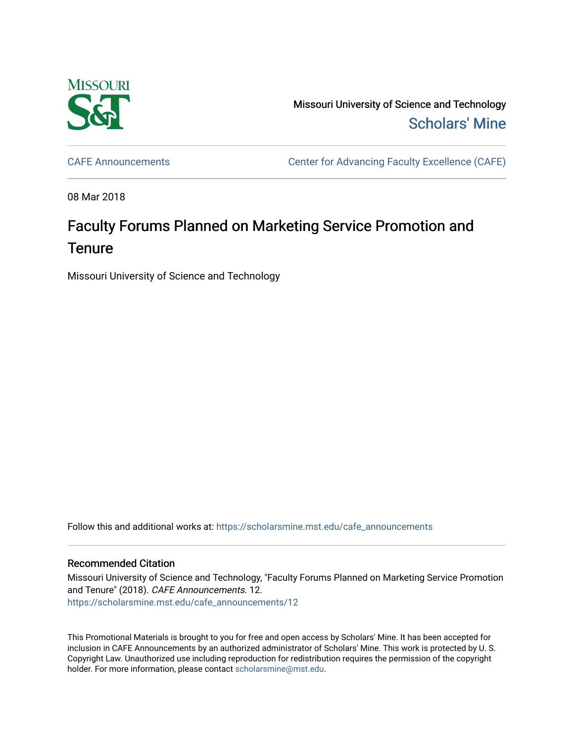Missouri University of Science and Technology

Scholars' Mine

CAFE Announcements | Center for Advancing Faculty Excellence (CAFE)

08 Mar 2018

# Faculty Forums Planned on Marketing Service Promotion and Tenure

Missouri University of Science and Technology

Follow this and additional works at: https://scholarsmine.mst.edu/cafe_announcements

## Recommended Citation

Missouri University of Science and Technology, "Faculty Forums Planned on Marketing Service Promotion and Tenure" (2018). *CAFE Announcements*. 12.
https://scholarsmine.mst.edu/cafe_announcements/12

This Promotional Materials is brought to you for free and open access by Scholars' Mine. It has been accepted for inclusion in CAFE Announcements by an authorized administrator of Scholars' Mine. This work is protected by U. S. Copyright Law. Unauthorized use including reproduction for redistribution requires the permission of the copyright holder. For more information, please contact scholarsmine@mst.edu.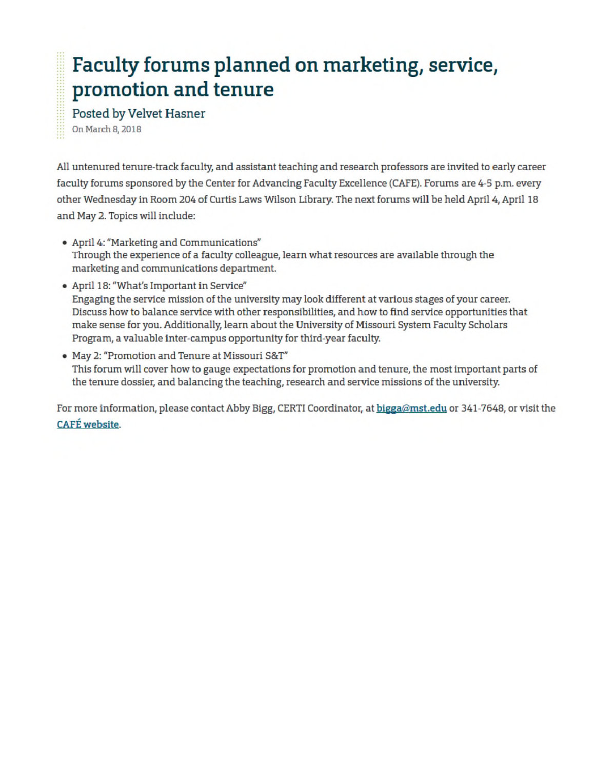# Faculty forums planned on marketing, service, promotion and tenure

Posted by Velvet Hasner

On March 8, 2018

All untenured tenure-track faculty, and assistant teaching and research professors are invited to early career faculty forums sponsored by the Center for Advancing Faculty Excellence (CAFE). Forums are 4-5 p.m. every other Wednesday in Room 204 of Curtis Laws Wilson Library. The next forums will be held April 4, April 18 and May 2. Topics will include:

- April 4: "Marketing and Communications"
  Through the experience of a faculty colleague, learn what resources are available through the marketing and communications department.
- April 18: "What's Important in Service"
  Engaging the service mission of the university may look different at various stages of your career. Discuss how to balance service with other responsibilities, and how to find service opportunities that make sense for you. Additionally, learn about the University of Missouri System Faculty Scholars Program, a valuable inter-campus opportunity for third-year faculty.
- May 2: "Promotion and Tenure at Missouri S&T"
  This forum will cover how to gauge expectations for promotion and tenure, the most important parts of the tenure dossier, and balancing the teaching, research and service missions of the university.

For more information, please contact Abby Bigg, CERTI Coordinator, at bigga@mst.edu or 341-7648, or visit the CAFÉ website.